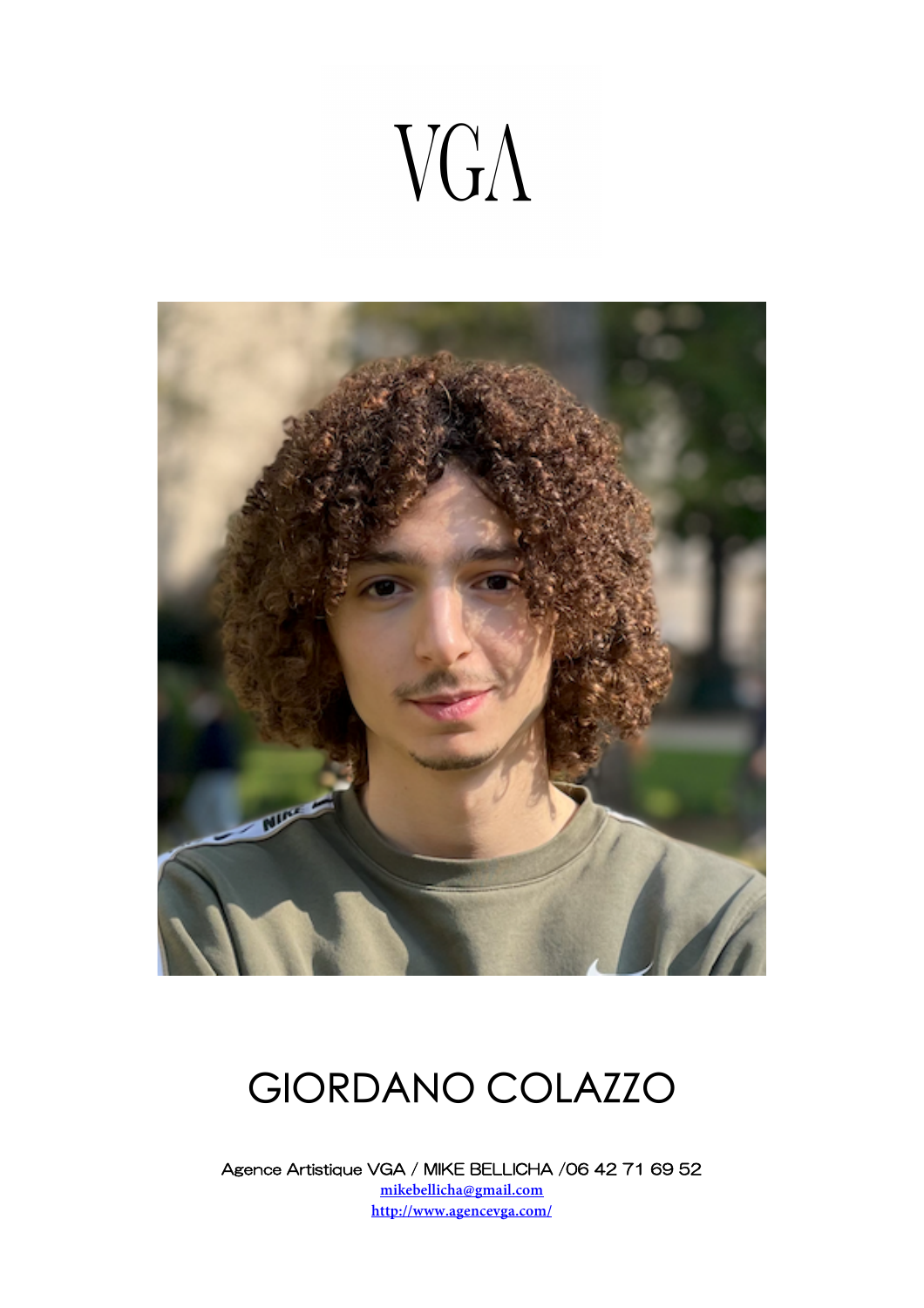VGA

# GIORDANO COLAZZO

Agence Artistique VGA / MIKE BELLICHA /06 42 71 69 52

mikebellicha@gmail.com

http://www.agencevga.com/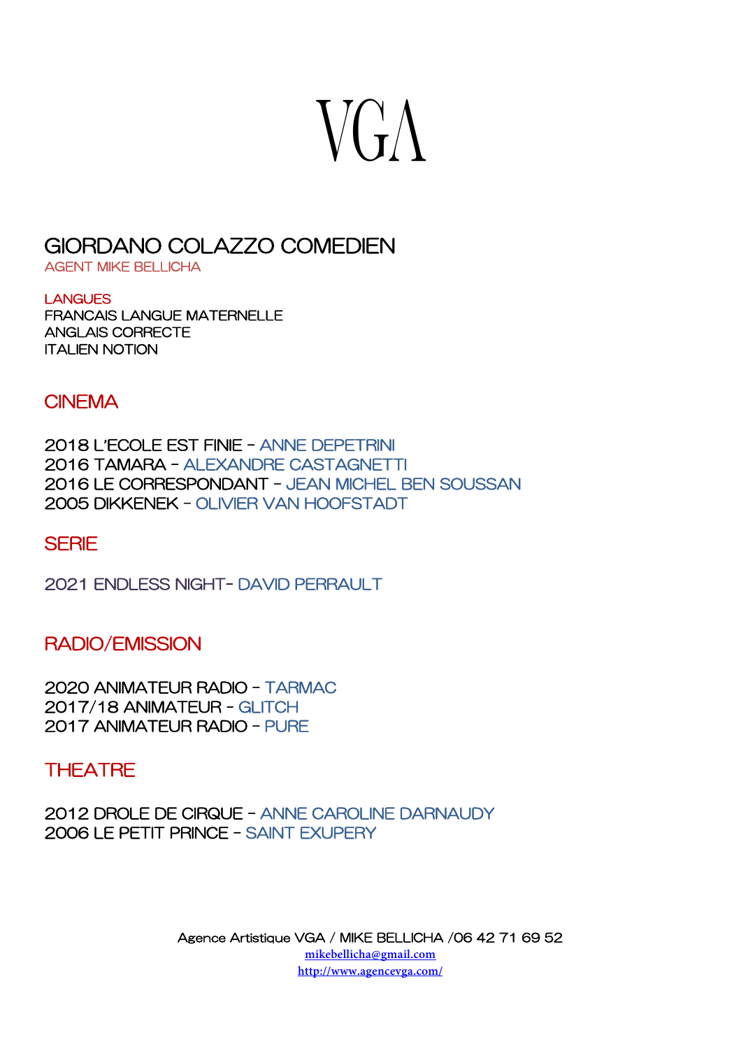VGA

# GIORDANO COLAZZO COMEDIEN

AGENT MIKE BELLICHA

LANGUES
FRANCAIS LANGUE MATERNELLE
ANGLAIS CORRECTE
ITALIEN NOTION

## CINEMA

2018 L'ECOLE EST FINIE – ANNE DEPETRINI
2016 TAMARA – ALEXANDRE CASTAGNETTI
2016 LE CORRESPONDANT – JEAN MICHEL BEN SOUSSAN
2005 DIKKENEK – OLIVIER VAN HOOFSTADT

## SERIE

2021 ENDLESS NIGHT- DAVID PERRAULT

## RADIO/EMISSION

2020 ANIMATEUR RADIO – TARMAC
2017/18 ANIMATEUR - GLITCH
2017 ANIMATEUR RADIO – PURE

## THEATRE

2012 DROLE DE CIRQUE – ANNE CAROLINE DARNAUDY
2006 LE PETIT PRINCE – SAINT EXUPERY

Agence Artistique VGA / MIKE BELLICHA /06 42 71 69 52
mikebellicha@gmail.com
http://www.agencevga.com/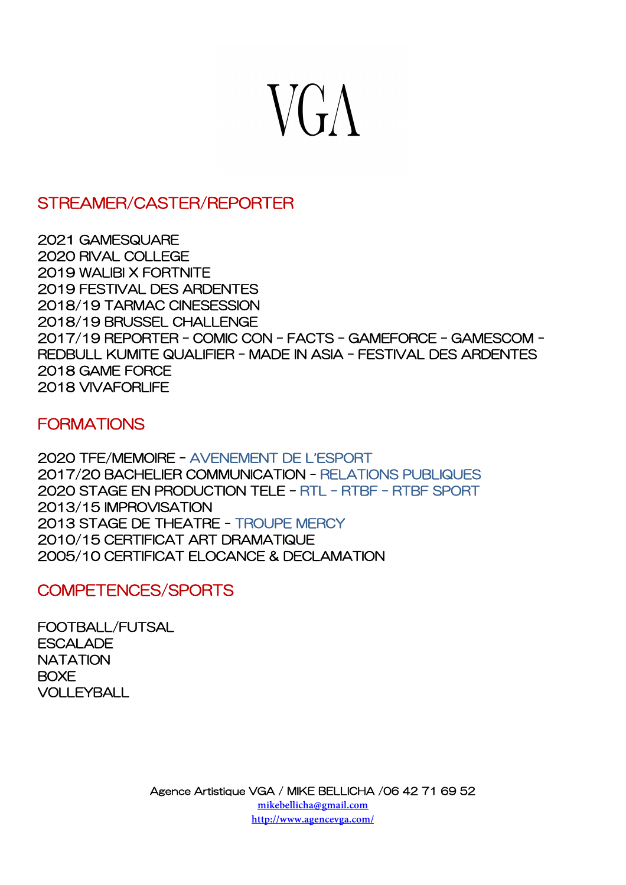# VGA

## STREAMER/CASTER/REPORTER

2021 GAMESQUARE
2020 RIVAL COLLEGE
2019 WALIBI X FORTNITE
2019 FESTIVAL DES ARDENTES
2018/19 TARMAC CINESESSION
2018/19 BRUSSEL CHALLENGE
2017/19 REPORTER - COMIC CON - FACTS - GAMEFORCE - GAMESCOM - REDBULL KUMITE QUALIFIER - MADE IN ASIA - FESTIVAL DES ARDENTES
2018 GAME FORCE
2018 VIVAFORLIFE

## FORMATIONS

2020 TFE/MEMOIRE - AVENEMENT DE L'ESPORT
2017/20 BACHELIER COMMUNICATION - RELATIONS PUBLIQUES
2020 STAGE EN PRODUCTION TELE - RTL - RTBF - RTBF SPORT
2013/15 IMPROVISATION
2013 STAGE DE THEATRE - TROUPE MERCY
2010/15 CERTIFICAT ART DRAMATIQUE
2005/10 CERTIFICAT ELOCANCE & DECLAMATION

## COMPETENCES/SPORTS

FOOTBALL/FUTSAL
ESCALADE
NATATION
BOXE
VOLLEYBALL

Agence Artistique VGA / MIKE BELLICHA /06 42 71 69 52
mikebellicha@gmail.com
http://www.agencevga.com/